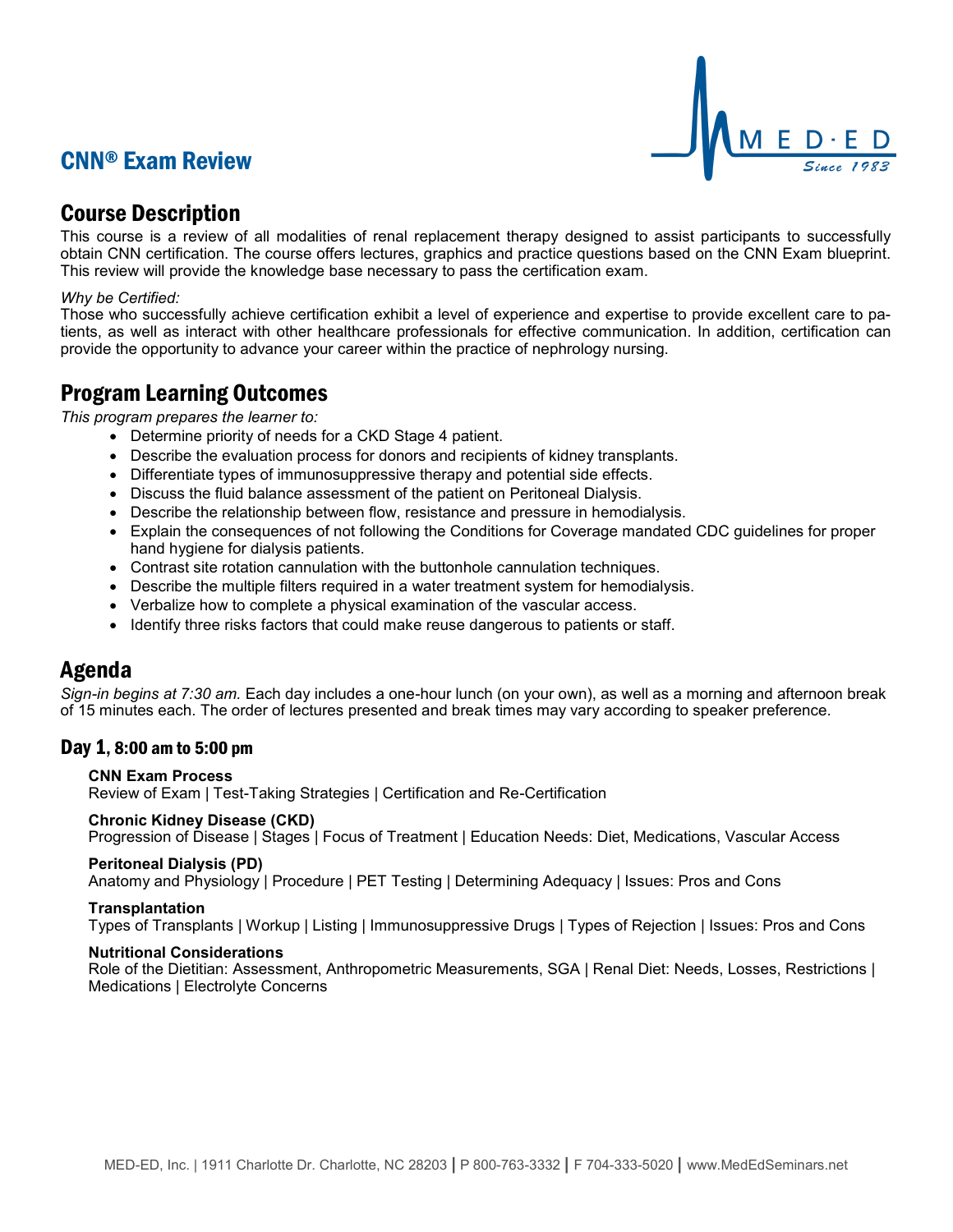# CNN® Exam Review

## Course Description

This course is a review of all modalities of renal replacement therapy designed to assist participants to successfully obtain CNN certification. The course offers lectures, graphics and practice questions based on the CNN Exam blueprint. This review will provide the knowledge base necessary to pass the certification exam.

*Why be Certified:*

Those who successfully achieve certification exhibit a level of experience and expertise to provide excellent care to patients, as well as interact with other healthcare professionals for effective communication. In addition, certification can provide the opportunity to advance your career within the practice of nephrology nursing.

## Program Learning Outcomes

*This program prepares the learner to:*

- Determine priority of needs for a CKD Stage 4 patient.
- Describe the evaluation process for donors and recipients of kidney transplants.
- Differentiate types of immunosuppressive therapy and potential side effects.
- Discuss the fluid balance assessment of the patient on Peritoneal Dialysis.
- Describe the relationship between flow, resistance and pressure in hemodialysis.
- Explain the consequences of not following the Conditions for Coverage mandated CDC guidelines for proper hand hygiene for dialysis patients.
- Contrast site rotation cannulation with the buttonhole cannulation techniques.
- Describe the multiple filters required in a water treatment system for hemodialysis.
- Verbalize how to complete a physical examination of the vascular access.
- Identify three risks factors that could make reuse dangerous to patients or staff.

## Agenda

*Sign-in begins at 7:30 am.* Each day includes a one-hour lunch (on your own), as well as a morning and afternoon break of 15 minutes each. The order of lectures presented and break times may vary according to speaker preference.

### Day 1, 8:00 am to 5:00 pm

**CNN Exam Process**
Review of Exam | Test-Taking Strategies | Certification and Re-Certification

**Chronic Kidney Disease (CKD)**
Progression of Disease | Stages | Focus of Treatment | Education Needs: Diet, Medications, Vascular Access

**Peritoneal Dialysis (PD)**
Anatomy and Physiology | Procedure | PET Testing | Determining Adequacy | Issues: Pros and Cons

**Transplantation**
Types of Transplants | Workup | Listing | Immunosuppressive Drugs | Types of Rejection | Issues: Pros and Cons

**Nutritional Considerations**
Role of the Dietitian: Assessment, Anthropometric Measurements, SGA | Renal Diet: Needs, Losses, Restrictions | Medications | Electrolyte Concerns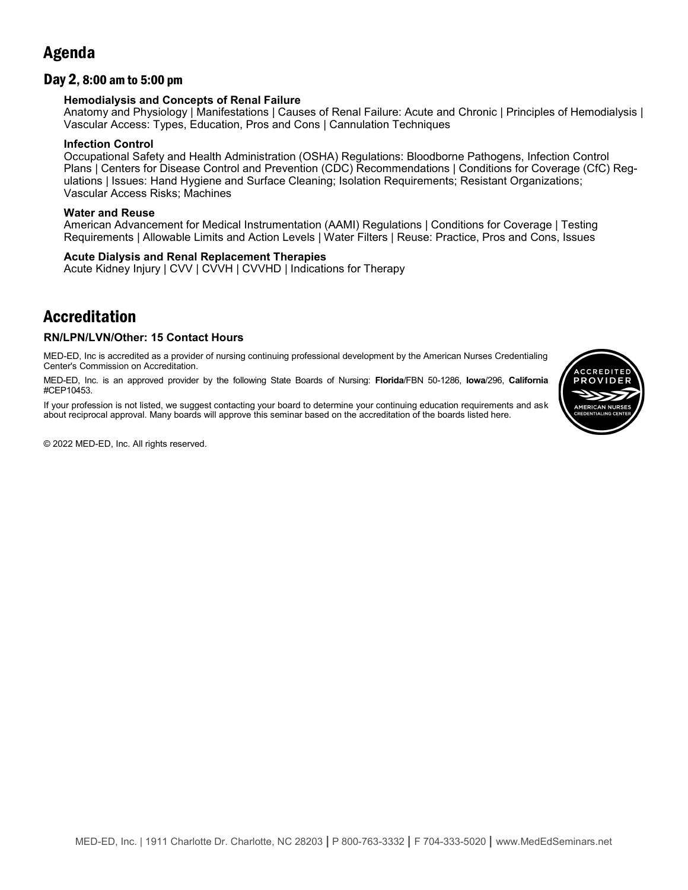## Agenda

### Day 2, 8:00 am to 5:00 pm

**Hemodialysis and Concepts of Renal Failure**
Anatomy and Physiology | Manifestations | Causes of Renal Failure: Acute and Chronic | Principles of Hemodialysis | Vascular Access: Types, Education, Pros and Cons | Cannulation Techniques

**Infection Control**
Occupational Safety and Health Administration (OSHA) Regulations: Bloodborne Pathogens, Infection Control Plans | Centers for Disease Control and Prevention (CDC) Recommendations | Conditions for Coverage (CfC) Regulations | Issues: Hand Hygiene and Surface Cleaning; Isolation Requirements; Resistant Organizations; Vascular Access Risks; Machines

**Water and Reuse**
American Advancement for Medical Instrumentation (AAMI) Regulations | Conditions for Coverage | Testing Requirements | Allowable Limits and Action Levels | Water Filters | Reuse: Practice, Pros and Cons, Issues

**Acute Dialysis and Renal Replacement Therapies**
Acute Kidney Injury | CVV | CVVH | CVVHD | Indications for Therapy

## Accreditation

**RN/LPN/LVN/Other: 15 Contact Hours**

MED-ED, Inc is accredited as a provider of nursing continuing professional development by the American Nurses Credentialing Center's Commission on Accreditation.

MED-ED, Inc. is an approved provider by the following State Boards of Nursing: **Florida**/FBN 50-1286, **Iowa**/296, **California** #CEP10453.

If your profession is not listed, we suggest contacting your board to determine your continuing education requirements and ask about reciprocal approval. Many boards will approve this seminar based on the accreditation of the boards listed here.

ACCREDITED PROVIDER
AMERICAN NURSES CREDENTIALING CENTER

© 2022 MED-ED, Inc. All rights reserved.

MED-ED, Inc. | 1911 Charlotte Dr. Charlotte, NC 28203 | P 800-763-3332 | F 704-333-5020 | www.MedEdSeminars.net